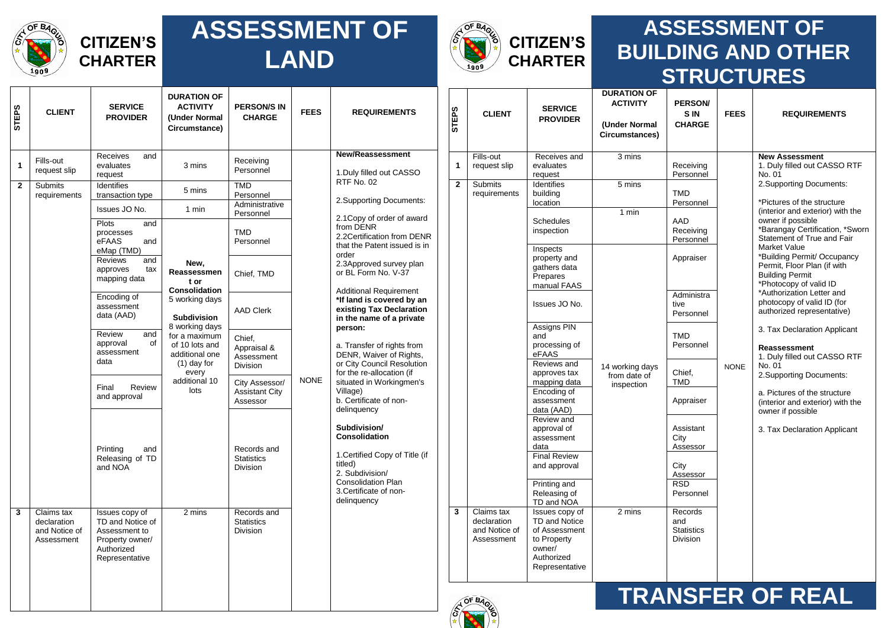# CITIZEN'S CHARTER

## ASSESSMENT OF LAND

| STEPS | CLIENT | SERVICE PROVIDER | DURATION OF ACTIVITY (Under Normal Circumstance) | PERSON/S IN CHARGE | FEES | REQUIREMENTS |
|---|---|---|---|---|---|---|
| 1 | Fills-out request slip | Receives and evaluates request | 3 mins | Receiving Personnel | NONE | **New/Reassessment** 1.Duly filled out CASSO RTF No. 02 2.Supporting Documents: 2.1Copy of order of award from DENR 2.2Certification from DENR that the Patent issued is in order 2.3Approved survey plan or BL Form No. V-37 Additional Requirement **\*If land is covered by an existing Tax Declaration in the name of a private person:** a. Transfer of rights from DENR, Waiver of Rights, or City Council Resolution for the re-allocation (if situated in Workingmen's Village) b. Certificate of non-delinquency **Subdivision/ Consolidation** 1.Certified Copy of Title (if titled) 2. Subdivision/ Consolidation Plan 3.Certificate of non-delinquency |
| 2 | Submits requirements | Identifies transaction type | 5 mins | TMD Personnel | | |
| | | Issues JO No. | 1 min | Administrative Personnel | | |
| | | Plots and processes eFAAS and eMap (TMD) | **New, Reassessment or Consolidation** 5 working days **Subdivision** 8 working days for a maximum of 10 lots and additional one (1) day for every additional 10 lots | TMD Personnel | | |
| | | Reviews and approves tax mapping data | | Chief, TMD | | |
| | | Encoding of assessment data (AAD) | | AAD Clerk | | |
| | | Review and approval of assessment data | | Chief, Appraisal & Assessment Division | | |
| | | Final Review and approval | | City Assessor/ Assistant City Assessor | | |
| | | Printing and Releasing of TD and NOA | | Records and Statistics Division | | |
| 3 | Claims tax declaration and Notice of Assessment | Issues copy of TD and Notice of Assessment to Property owner/ Authorized Representative | 2 mins | Records and Statistics Division | | |

# CITIZEN'S CHARTER

## ASSESSMENT OF BUILDING AND OTHER STRUCTURES

| STEPS | CLIENT | SERVICE PROVIDER | DURATION OF ACTIVITY (Under Normal Circumstances) | PERSON/ S IN CHARGE | FEES | REQUIREMENTS |
|---|---|---|---|---|---|---|
| 1 | Fills-out request slip | Receives and evaluates request | 3 mins | Receiving Personnel | NONE | **New Assessment** 1. Duly filled out CASSO RTF No. 01 2.Supporting Documents: \*Pictures of the structure (interior and exterior) with the owner if possible \*Barangay Certification, \*Sworn Statement of True and Fair Market Value \*Building Permit/ Occupancy Permit, Floor Plan (if with Building Permit \*Photocopy of valid ID \*Authorization Letter and photocopy of valid ID (for authorized representative) 3. Tax Declaration Applicant **Reassessment** 1. Duly filled out CASSO RTF No. 01 2.Supporting Documents: a. Pictures of the structure (interior and exterior) with the owner if possible 3. Tax Declaration Applicant |
| 2 | Submits requirements | Identifies building location | 5 mins | TMD Personnel | | |
| | | Schedules inspection | 1 min | AAD Receiving Personnel | | |
| | | Inspects property and gathers data Prepares manual FAAS | 14 working days from date of inspection | Appraiser | | |
| | | Issues JO No. | | Administrative Personnel | | |
| | | Assigns PIN and processing of eFAAS | | TMD Personnel | | |
| | | Reviews and approves tax mapping data | | Chief, TMD | | |
| | | Encoding of assessment data (AAD) | | Appraiser | | |
| | | Review and approval of assessment data | | Assistant City Assessor | | |
| | | Final Review and approval | | City Assessor | | |
| | | Printing and Releasing of TD and NOA | | RSD Personnel | | |
| 3 | Claims tax declaration and Notice of Assessment | Issues copy of TD and Notice of Assessment to Property owner/ Authorized Representative | 2 mins | Records and Statistics Division | | |

## TRANSFER OF REAL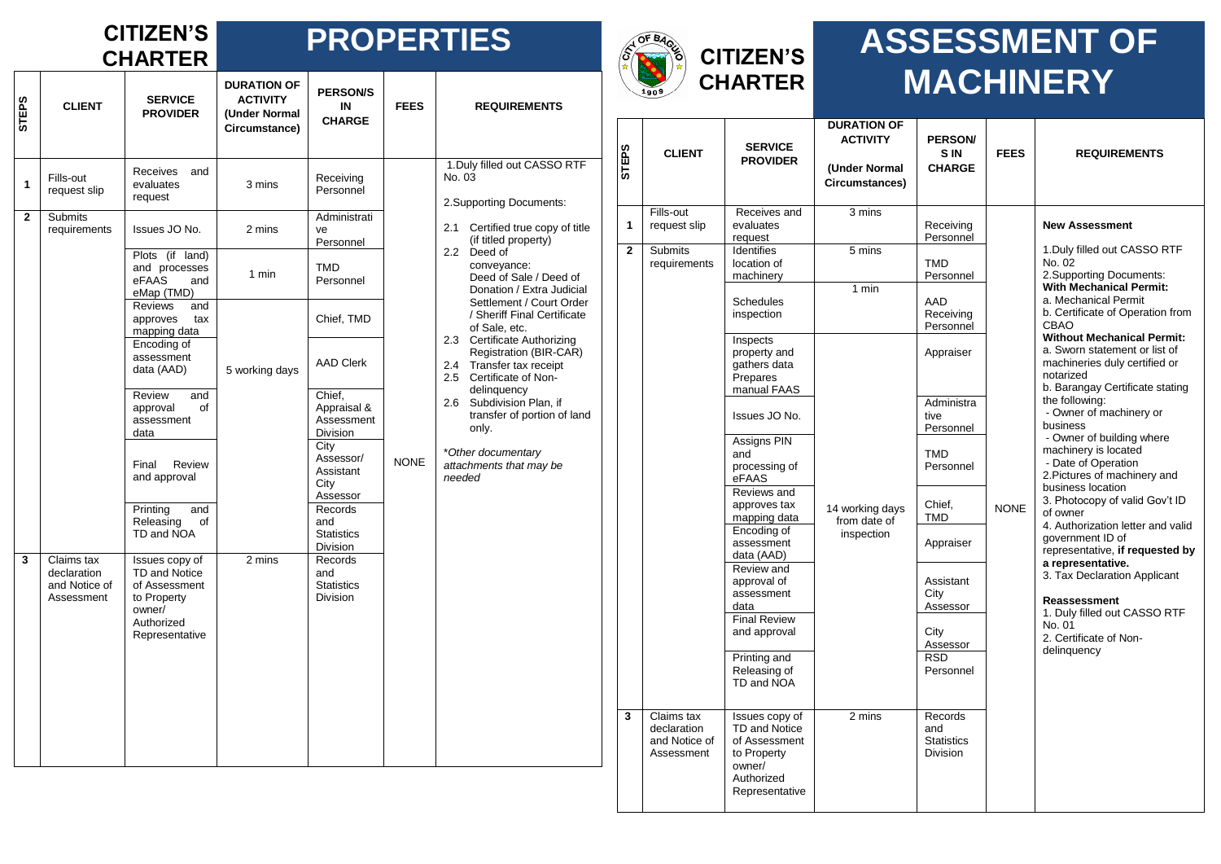# CITIZEN'S CHARTER — PROPERTIES

| STEPS | CLIENT | SERVICE PROVIDER | DURATION OF ACTIVITY (Under Normal Circumstance) | PERSON/S IN CHARGE | FEES | REQUIREMENTS |
|---|---|---|---|---|---|---|
| 1 | Fills-out request slip | Receives and evaluates request | 3 mins | Receiving Personnel | NONE | 1.Duly filled out CASSO RTF No. 03<br>2.Supporting Documents:<br>2.1 Certified true copy of title (if titled property)<br>2.2 Deed of conveyance: Deed of Sale / Deed of Donation / Extra Judicial Settlement / Court Order / Sheriff Final Certificate of Sale, etc.<br>2.3 Certificate Authorizing Registration (BIR-CAR)<br>2.4 Transfer tax receipt<br>2.5 Certificate of Non-delinquency<br>2.6 Subdivision Plan, if transfer of portion of land only.<br><br>*Other documentary attachments that may be needed* |
| 2 | Submits requirements | Issues JO No. | 2 mins | Administrative Personnel | | |
| | | Plots (if land) and processes eFAAS and eMap (TMD) | 1 min | TMD Personnel | | |
| | | Reviews and approves tax mapping data | 5 working days | Chief, TMD | | |
| | | Encoding of assessment data (AAD) | | AAD Clerk | | |
| | | Review and approval of assessment data | | Chief, Appraisal & Assessment Division | | |
| | | Final Review and approval | | City Assessor/ Assistant City Assessor | | |
| | | Printing and Releasing of TD and NOA | | Records and Statistics Division | | |
| 3 | Claims tax declaration and Notice of Assessment | Issues copy of TD and Notice of Assessment to Property owner/ Authorized Representative | 2 mins | Records and Statistics Division | | |

# CITIZEN'S CHARTER — ASSESSMENT OF MACHINERY

| STEPS | CLIENT | SERVICE PROVIDER | DURATION OF ACTIVITY (Under Normal Circumstances) | PERSON/S IN CHARGE | FEES | REQUIREMENTS |
|---|---|---|---|---|---|---|
| 1 | Fills-out request slip | Receives and evaluates request | 3 mins | Receiving Personnel | NONE | **New Assessment**<br>1.Duly filled out CASSO RTF No. 02<br>2.Supporting Documents:<br>**With Mechanical Permit:**<br>a. Mechanical Permit<br>b. Certificate of Operation from CBAO<br>**Without Mechanical Permit:**<br>a. Sworn statement or list of machineries duly certified or notarized<br>b. Barangay Certificate stating the following:<br>- Owner of machinery or business<br>- Owner of building where machinery is located<br>- Date of Operation<br>2.Pictures of machinery and business location<br>3. Photocopy of valid Gov't ID of owner<br>4. Authorization letter and valid government ID of representative, **if requested by a representative.**<br>3. Tax Declaration Applicant<br><br>**Reassessment**<br>1. Duly filled out CASSO RTF No. 01<br>2. Certificate of Non-delinquency |
| 2 | Submits requirements | Identifies location of machinery | 5 mins | TMD Personnel | | |
| | | Schedules inspection | 1 min | AAD Receiving Personnel | | |
| | | Inspects property and gathers data Prepares manual FAAS | 14 working days from date of inspection | Appraiser | | |
| | | Issues JO No. | | Administrative Personnel | | |
| | | Assigns PIN and processing of eFAAS | | TMD Personnel | | |
| | | Reviews and approves tax mapping data | | Chief, TMD | | |
| | | Encoding of assessment data (AAD) | | Appraiser | | |
| | | Review and approval of assessment data | | Assistant City Assessor | | |
| | | Final Review and approval | | City Assessor | | |
| | | Printing and Releasing of TD and NOA | | RSD Personnel | | |
| 3 | Claims tax declaration and Notice of Assessment | Issues copy of TD and Notice of Assessment to Property owner/ Authorized Representative | 2 mins | Records and Statistics Division | | |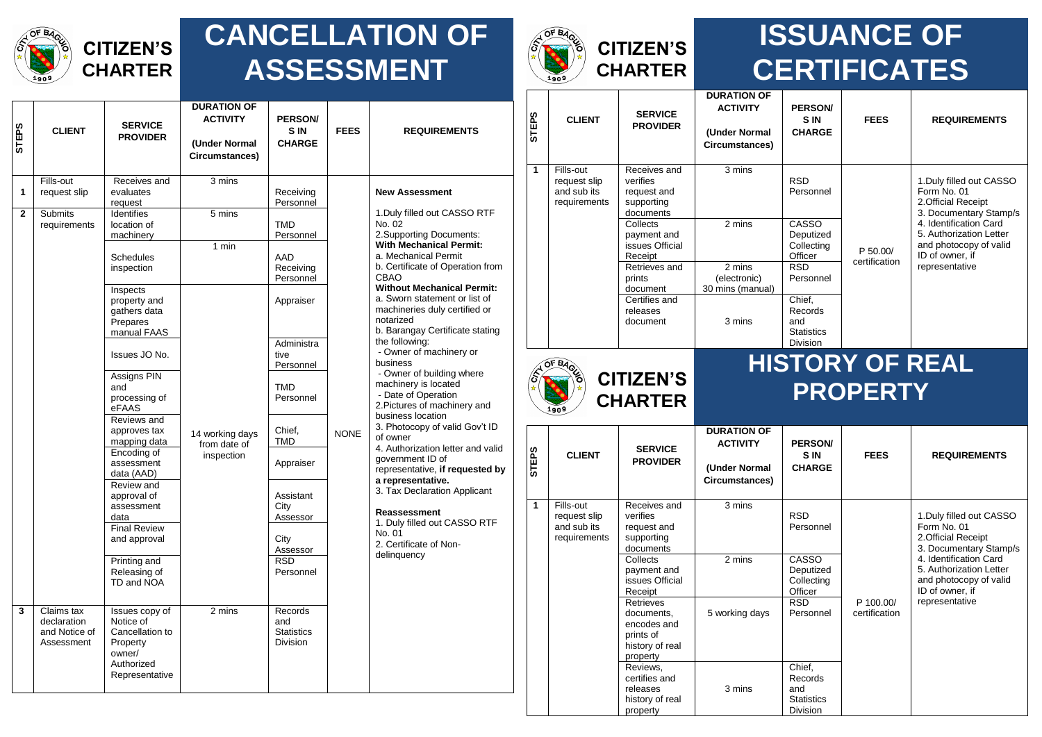# CITIZEN'S CHARTER

## CANCELLATION OF ASSESSMENT

| STEPS | CLIENT | SERVICE PROVIDER | DURATION OF ACTIVITY (Under Normal Circumstances) | PERSON/S IN CHARGE | FEES | REQUIREMENTS |
|---|---|---|---|---|---|---|
| 1 | Fills-out request slip | Receives and evaluates request | 3 mins | Receiving Personnel | NONE | **New Assessment**<br>1.Duly filled out CASSO RTF No. 02<br>2.Supporting Documents:<br>**With Mechanical Permit:**<br>a. Mechanical Permit<br>b. Certificate of Operation from CBAO<br>**Without Mechanical Permit:**<br>a. Sworn statement or list of machineries duly certified or notarized<br>b. Barangay Certificate stating the following:<br>- Owner of machinery or business<br>- Owner of building where machinery is located<br>- Date of Operation<br>2.Pictures of machinery and business location<br>3. Photocopy of valid Gov't ID of owner<br>4. Authorization letter and valid government ID of representative, **if requested by a representative.**<br>3. Tax Declaration Applicant<br><br>**Reassessment**<br>1. Duly filled out CASSO RTF No. 01<br>2. Certificate of Non-delinquency |
| 2 | Submits requirements | Identifies location of machinery | 5 mins | TMD Personnel | | |
| | | Schedules inspection | 1 min | AAD Receiving Personnel | | |
| | | Inspects property and gathers data Prepares manual FAAS | 14 working days from date of inspection | Appraiser | | |
| | | Issues JO No. | | Administrative Personnel | | |
| | | Assigns PIN and processing of eFAAS | | TMD Personnel | | |
| | | Reviews and approves tax mapping data | | Chief, TMD | | |
| | | Encoding of assessment data (AAD) | | Appraiser | | |
| | | Review and approval of assessment data | | Assistant City Assessor | | |
| | | Final Review and approval | | City Assessor | | |
| | | Printing and Releasing of TD and NOA | | RSD Personnel | | |
| 3 | Claims tax declaration and Notice of Assessment | Issues copy of Notice of Cancellation to Property owner/ Authorized Representative | 2 mins | Records and Statistics Division | | |

# CITIZEN'S CHARTER

## ISSUANCE OF CERTIFICATES

| STEPS | CLIENT | SERVICE PROVIDER | DURATION OF ACTIVITY (Under Normal Circumstances) | PERSON/S IN CHARGE | FEES | REQUIREMENTS |
|---|---|---|---|---|---|---|
| 1 | Fills-out request slip and sub its requirements | Receives and verifies request and supporting documents | 3 mins | RSD Personnel | P 50.00/ certification | 1.Duly filled out CASSO Form No. 01<br>2.Official Receipt<br>3. Documentary Stamp/s<br>4. Identification Card<br>5. Authorization Letter and photocopy of valid ID of owner, if representative |
| | | Collects payment and issues Official Receipt | 2 mins | CASSO Deputized Collecting Officer | | |
| | | Retrieves and prints document | 2 mins (electronic)<br>30 mins (manual) | RSD Personnel | | |
| | | Certifies and releases document | 3 mins | Chief, Records and Statistics Division | | |

# CITIZEN'S CHARTER

## HISTORY OF REAL PROPERTY

| STEPS | CLIENT | SERVICE PROVIDER | DURATION OF ACTIVITY (Under Normal Circumstances) | PERSON/S IN CHARGE | FEES | REQUIREMENTS |
|---|---|---|---|---|---|---|
| 1 | Fills-out request slip and sub its requirements | Receives and verifies request and supporting documents | 3 mins | RSD Personnel | P 100.00/ certification | 1.Duly filled out CASSO Form No. 01<br>2.Official Receipt<br>3. Documentary Stamp/s<br>4. Identification Card<br>5. Authorization Letter and photocopy of valid ID of owner, if representative |
| | | Collects payment and issues Official Receipt | 2 mins | CASSO Deputized Collecting Officer | | |
| | | Retrieves documents, encodes and prints of history of real property | 5 working days | RSD Personnel | | |
| | | Reviews, certifies and releases history of real property | 3 mins | Chief, Records and Statistics Division | | |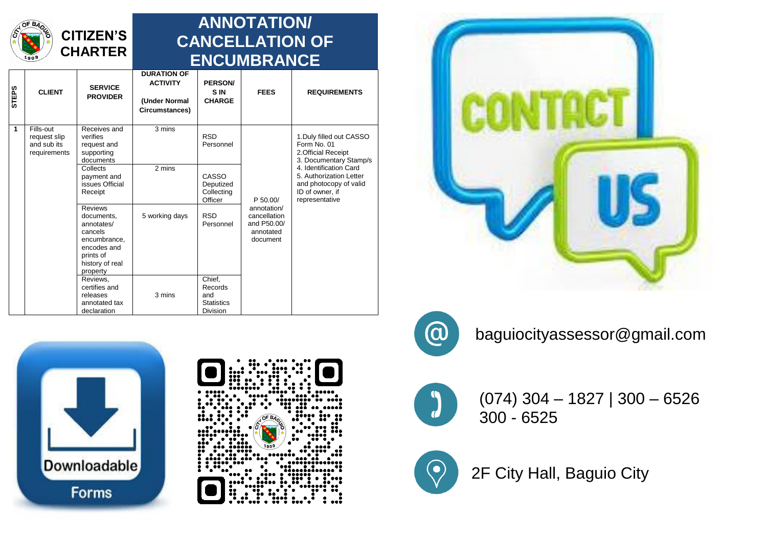# CITIZEN'S CHARTER

## ANNOTATION/ CANCELLATION OF ENCUMBRANCE

| STEPS | CLIENT | SERVICE PROVIDER | DURATION OF ACTIVITY (Under Normal Circumstances) | PERSON/S IN CHARGE | FEES | REQUIREMENTS |
|---|---|---|---|---|---|---|
| 1 | Fills-out request slip and sub its requirements | Receives and verifies request and supporting documents | 3 mins | RSD Personnel | P 50.00/ annotation/ cancellation and P50.00/ annotated document | 1.Duly filled out CASSO Form No. 01<br>2.Official Receipt<br>3. Documentary Stamp/s<br>4. Identification Card<br>5. Authorization Letter and photocopy of valid ID of owner, if representative |
| | | Collects payment and issues Official Receipt | 2 mins | CASSO Deputized Collecting Officer | | |
| | | Reviews documents, annotates/ cancels encumbrance, encodes and prints of history of real property | 5 working days | RSD Personnel | | |
| | | Reviews, certifies and releases annotated tax declaration | 3 mins | Chief, Records and Statistics Division | | |

CONTACT US

baguiocityassessor@gmail.com

(074) 304 – 1827 | 300 – 6526
300 - 6525

2F City Hall, Baguio City

Downloadable Forms